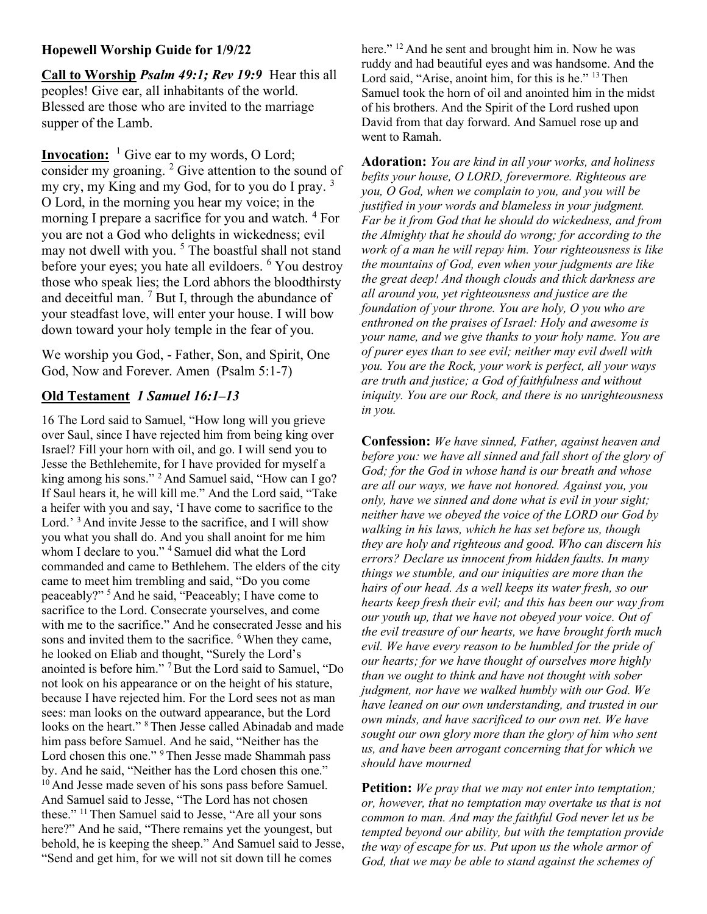**Hopewell Worship Guide for 1/9/22**

**Call to Worship** ***Psalm 49:1; Rev 19:9*** Hear this all peoples! Give ear, all inhabitants of the world. Blessed are those who are invited to the marriage supper of the Lamb.

**Invocation:** [1] Give ear to my words, O Lord; consider my groaning. [2] Give attention to the sound of my cry, my King and my God, for to you do I pray. [3] O Lord, in the morning you hear my voice; in the morning I prepare a sacrifice for you and watch. [4] For you are not a God who delights in wickedness; evil may not dwell with you. [5] The boastful shall not stand before your eyes; you hate all evildoers. [6] You destroy those who speak lies; the Lord abhors the bloodthirsty and deceitful man. [7] But I, through the abundance of your steadfast love, will enter your house. I will bow down toward your holy temple in the fear of you.

We worship you God, - Father, Son, and Spirit, One God, Now and Forever. Amen (Psalm 5:1-7)

**Old Testament** ***1 Samuel 16:1–13***

16 The Lord said to Samuel, "How long will you grieve over Saul, since I have rejected him from being king over Israel? Fill your horn with oil, and go. I will send you to Jesse the Bethlehemite, for I have provided for myself a king among his sons." [2] And Samuel said, "How can I go? If Saul hears it, he will kill me." And the Lord said, "Take a heifer with you and say, 'I have come to sacrifice to the Lord.' [3] And invite Jesse to the sacrifice, and I will show you what you shall do. And you shall anoint for me him whom I declare to you." [4] Samuel did what the Lord commanded and came to Bethlehem. The elders of the city came to meet him trembling and said, "Do you come peaceably?" [5] And he said, "Peaceably; I have come to sacrifice to the Lord. Consecrate yourselves, and come with me to the sacrifice." And he consecrated Jesse and his sons and invited them to the sacrifice. [6] When they came, he looked on Eliab and thought, "Surely the Lord's anointed is before him." [7] But the Lord said to Samuel, "Do not look on his appearance or on the height of his stature, because I have rejected him. For the Lord sees not as man sees: man looks on the outward appearance, but the Lord looks on the heart." [8] Then Jesse called Abinadab and made him pass before Samuel. And he said, "Neither has the Lord chosen this one." [9] Then Jesse made Shammah pass by. And he said, "Neither has the Lord chosen this one." [10] And Jesse made seven of his sons pass before Samuel. And Samuel said to Jesse, "The Lord has not chosen these." [11] Then Samuel said to Jesse, "Are all your sons here?" And he said, "There remains yet the youngest, but behold, he is keeping the sheep." And Samuel said to Jesse, "Send and get him, for we will not sit down till he comes here." [12] And he sent and brought him in. Now he was ruddy and had beautiful eyes and was handsome. And the Lord said, "Arise, anoint him, for this is he." [13] Then Samuel took the horn of oil and anointed him in the midst of his brothers. And the Spirit of the Lord rushed upon David from that day forward. And Samuel rose up and went to Ramah.

**Adoration:** *You are kind in all your works, and holiness befits your house, O LORD, forevermore. Righteous are you, O God, when we complain to you, and you will be justified in your words and blameless in your judgment. Far be it from God that he should do wickedness, and from the Almighty that he should do wrong; for according to the work of a man he will repay him. Your righteousness is like the mountains of God, even when your judgments are like the great deep! And though clouds and thick darkness are all around you, yet righteousness and justice are the foundation of your throne. You are holy, O you who are enthroned on the praises of Israel: Holy and awesome is your name, and we give thanks to your holy name. You are of purer eyes than to see evil; neither may evil dwell with you. You are the Rock, your work is perfect, all your ways are truth and justice; a God of faithfulness and without iniquity. You are our Rock, and there is no unrighteousness in you.*

**Confession:** *We have sinned, Father, against heaven and before you: we have all sinned and fall short of the glory of God; for the God in whose hand is our breath and whose are all our ways, we have not honored. Against you, you only, have we sinned and done what is evil in your sight; neither have we obeyed the voice of the LORD our God by walking in his laws, which he has set before us, though they are holy and righteous and good. Who can discern his errors? Declare us innocent from hidden faults. In many things we stumble, and our iniquities are more than the hairs of our head. As a well keeps its water fresh, so our hearts keep fresh their evil; and this has been our way from our youth up, that we have not obeyed your voice. Out of the evil treasure of our hearts, we have brought forth much evil. We have every reason to be humbled for the pride of our hearts; for we have thought of ourselves more highly than we ought to think and have not thought with sober judgment, nor have we walked humbly with our God. We have leaned on our own understanding, and trusted in our own minds, and have sacrificed to our own net. We have sought our own glory more than the glory of him who sent us, and have been arrogant concerning that for which we should have mourned*

**Petition:** *We pray that we may not enter into temptation; or, however, that no temptation may overtake us that is not common to man. And may the faithful God never let us be tempted beyond our ability, but with the temptation provide the way of escape for us. Put upon us the whole armor of God, that we may be able to stand against the schemes of*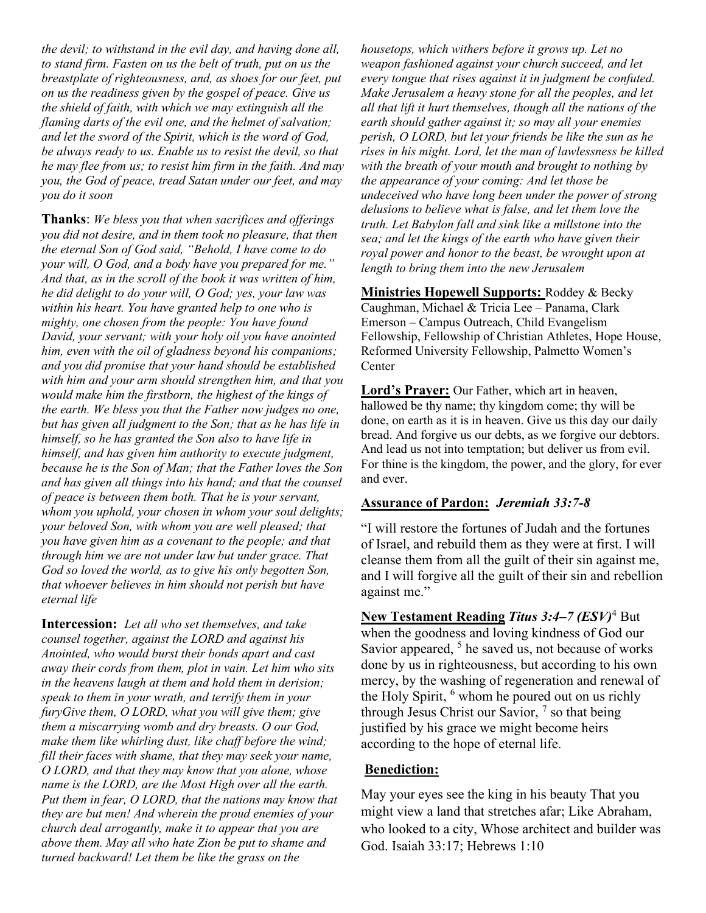*the devil; to withstand in the evil day, and having done all, to stand firm. Fasten on us the belt of truth, put on us the breastplate of righteousness, and, as shoes for our feet, put on us the readiness given by the gospel of peace. Give us the shield of faith, with which we may extinguish all the flaming darts of the evil one, and the helmet of salvation; and let the sword of the Spirit, which is the word of God, be always ready to us. Enable us to resist the devil, so that he may flee from us; to resist him firm in the faith. And may you, the God of peace, tread Satan under our feet, and may you do it soon*

**Thanks**: *We bless you that when sacrifices and offerings you did not desire, and in them took no pleasure, that then the eternal Son of God said, "Behold, I have come to do your will, O God, and a body have you prepared for me." And that, as in the scroll of the book it was written of him, he did delight to do your will, O God; yes, your law was within his heart. You have granted help to one who is mighty, one chosen from the people: You have found David, your servant; with your holy oil you have anointed him, even with the oil of gladness beyond his companions; and you did promise that your hand should be established with him and your arm should strengthen him, and that you would make him the firstborn, the highest of the kings of the earth. We bless you that the Father now judges no one, but has given all judgment to the Son; that as he has life in himself, so he has granted the Son also to have life in himself, and has given him authority to execute judgment, because he is the Son of Man; that the Father loves the Son and has given all things into his hand; and that the counsel of peace is between them both. That he is your servant, whom you uphold, your chosen in whom your soul delights; your beloved Son, with whom you are well pleased; that you have given him as a covenant to the people; and that through him we are not under law but under grace. That God so loved the world, as to give his only begotten Son, that whoever believes in him should not perish but have eternal life*

**Intercession:** *Let all who set themselves, and take counsel together, against the LORD and against his Anointed, who would burst their bonds apart and cast away their cords from them, plot in vain. Let him who sits in the heavens laugh at them and hold them in derision; speak to them in your wrath, and terrify them in your furyGive them, O LORD, what you will give them; give them a miscarrying womb and dry breasts. O our God, make them like whirling dust, like chaff before the wind; fill their faces with shame, that they may seek your name, O LORD, and that they may know that you alone, whose name is the LORD, are the Most High over all the earth. Put them in fear, O LORD, that the nations may know that they are but men! And wherein the proud enemies of your church deal arrogantly, make it to appear that you are above them. May all who hate Zion be put to shame and turned backward! Let them be like the grass on the housetops, which withers before it grows up. Let no weapon fashioned against your church succeed, and let every tongue that rises against it in judgment be confuted. Make Jerusalem a heavy stone for all the peoples, and let all that lift it hurt themselves, though all the nations of the earth should gather against it; so may all your enemies perish, O LORD, but let your friends be like the sun as he rises in his might. Lord, let the man of lawlessness be killed with the breath of your mouth and brought to nothing by the appearance of your coming: And let those be undeceived who have long been under the power of strong delusions to believe what is false, and let them love the truth. Let Babylon fall and sink like a millstone into the sea; and let the kings of the earth who have given their royal power and honor to the beast, be wrought upon at length to bring them into the new Jerusalem*

**Ministries Hopewell Supports:** Roddey & Becky Caughman, Michael & Tricia Lee – Panama, Clark Emerson – Campus Outreach, Child Evangelism Fellowship, Fellowship of Christian Athletes, Hope House, Reformed University Fellowship, Palmetto Women's Center

**Lord's Prayer:** Our Father, which art in heaven, hallowed be thy name; thy kingdom come; thy will be done, on earth as it is in heaven. Give us this day our daily bread. And forgive us our debts, as we forgive our debtors. And lead us not into temptation; but deliver us from evil. For thine is the kingdom, the power, and the glory, for ever and ever.

**Assurance of Pardon:** ***Jeremiah 33:7-8***

"I will restore the fortunes of Judah and the fortunes of Israel, and rebuild them as they were at first. I will cleanse them from all the guilt of their sin against me, and I will forgive all the guilt of their sin and rebellion against me."

**New Testament Reading** ***Titus 3:4–7 (ESV)***[4] But when the goodness and loving kindness of God our Savior appeared, [5] he saved us, not because of works done by us in righteousness, but according to his own mercy, by the washing of regeneration and renewal of the Holy Spirit, [6] whom he poured out on us richly through Jesus Christ our Savior, [7] so that being justified by his grace we might become heirs according to the hope of eternal life.

**Benediction:**

May your eyes see the king in his beauty That you might view a land that stretches afar; Like Abraham, who looked to a city, Whose architect and builder was God. Isaiah 33:17; Hebrews 1:10